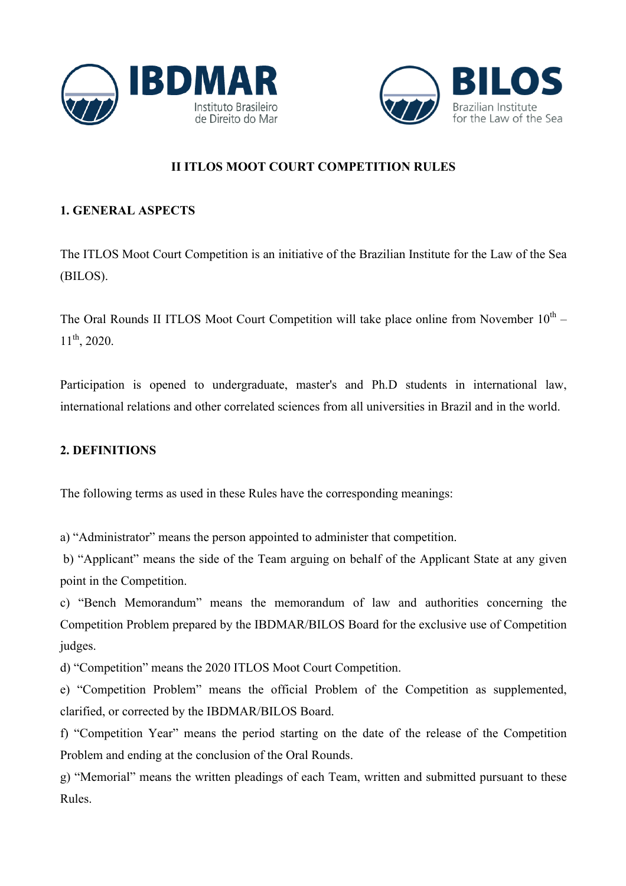IBDMAR Instituto Brasileiro de Direito do Mar

BILOS Brazilian Institute for the Law of the Sea

# II ITLOS MOOT COURT COMPETITION RULES

## 1. GENERAL ASPECTS

The ITLOS Moot Court Competition is an initiative of the Brazilian Institute for the Law of the Sea (BILOS).

The Oral Rounds II ITLOS Moot Court Competition will take place online from November 10th – 11th, 2020.

Participation is opened to undergraduate, master's and Ph.D students in international law, international relations and other correlated sciences from all universities in Brazil and in the world.

## 2. DEFINITIONS

The following terms as used in these Rules have the corresponding meanings:

a) "Administrator" means the person appointed to administer that competition.

b) "Applicant" means the side of the Team arguing on behalf of the Applicant State at any given point in the Competition.

c) "Bench Memorandum" means the memorandum of law and authorities concerning the Competition Problem prepared by the IBDMAR/BILOS Board for the exclusive use of Competition judges.

d) "Competition" means the 2020 ITLOS Moot Court Competition.

e) "Competition Problem" means the official Problem of the Competition as supplemented, clarified, or corrected by the IBDMAR/BILOS Board.

f) "Competition Year" means the period starting on the date of the release of the Competition Problem and ending at the conclusion of the Oral Rounds.

g) "Memorial" means the written pleadings of each Team, written and submitted pursuant to these Rules.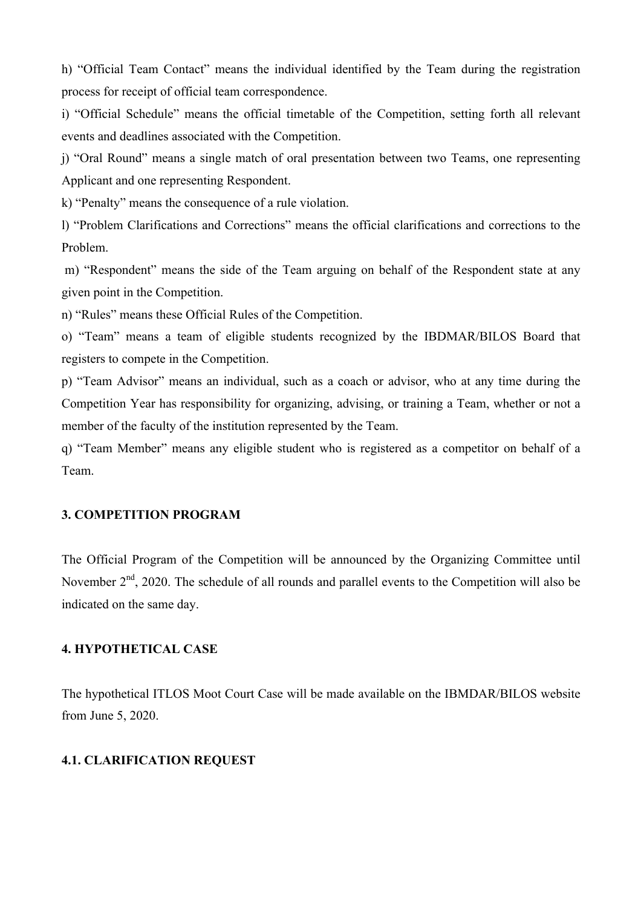h) "Official Team Contact" means the individual identified by the Team during the registration process for receipt of official team correspondence.

i) "Official Schedule" means the official timetable of the Competition, setting forth all relevant events and deadlines associated with the Competition.

j) "Oral Round" means a single match of oral presentation between two Teams, one representing Applicant and one representing Respondent.

k) "Penalty" means the consequence of a rule violation.

l) "Problem Clarifications and Corrections" means the official clarifications and corrections to the Problem.

m) "Respondent" means the side of the Team arguing on behalf of the Respondent state at any given point in the Competition.

n) "Rules" means these Official Rules of the Competition.

o) "Team" means a team of eligible students recognized by the IBDMAR/BILOS Board that registers to compete in the Competition.

p) "Team Advisor" means an individual, such as a coach or advisor, who at any time during the Competition Year has responsibility for organizing, advising, or training a Team, whether or not a member of the faculty of the institution represented by the Team.

q) "Team Member" means any eligible student who is registered as a competitor on behalf of a Team.

### 3. COMPETITION PROGRAM

The Official Program of the Competition will be announced by the Organizing Committee until November 2nd, 2020. The schedule of all rounds and parallel events to the Competition will also be indicated on the same day.

### 4. HYPOTHETICAL CASE

The hypothetical ITLOS Moot Court Case will be made available on the IBMDAR/BILOS website from June 5, 2020.

### 4.1. CLARIFICATION REQUEST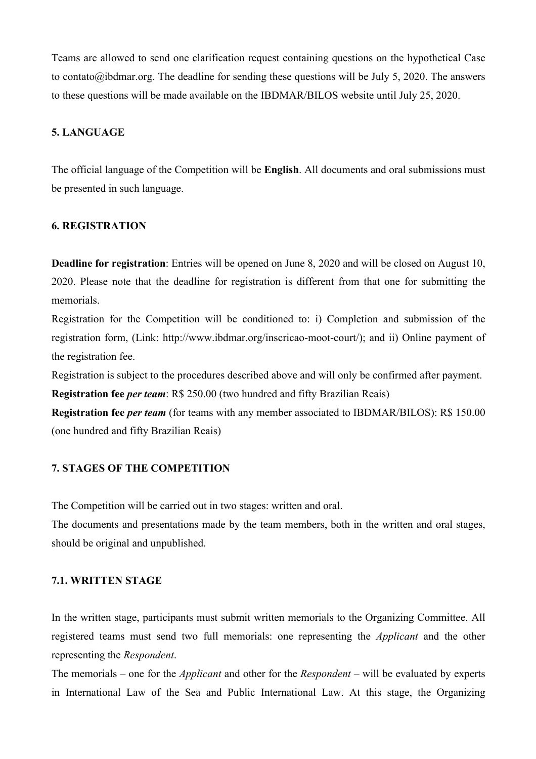Teams are allowed to send one clarification request containing questions on the hypothetical Case to contato@ibdmar.org. The deadline for sending these questions will be July 5, 2020. The answers to these questions will be made available on the IBDMAR/BILOS website until July 25, 2020.

## 5. LANGUAGE

The official language of the Competition will be **English**. All documents and oral submissions must be presented in such language.

## 6. REGISTRATION

**Deadline for registration**: Entries will be opened on June 8, 2020 and will be closed on August 10, 2020. Please note that the deadline for registration is different from that one for submitting the memorials.

Registration for the Competition will be conditioned to: i) Completion and submission of the registration form, (Link: http://www.ibdmar.org/inscricao-moot-court/); and ii) Online payment of the registration fee.

Registration is subject to the procedures described above and will only be confirmed after payment.

**Registration fee *per team***: R$ 250.00 (two hundred and fifty Brazilian Reais)

**Registration fee *per team*** (for teams with any member associated to IBDMAR/BILOS): R$ 150.00 (one hundred and fifty Brazilian Reais)

## 7. STAGES OF THE COMPETITION

The Competition will be carried out in two stages: written and oral.

The documents and presentations made by the team members, both in the written and oral stages, should be original and unpublished.

### 7.1. WRITTEN STAGE

In the written stage, participants must submit written memorials to the Organizing Committee. All registered teams must send two full memorials: one representing the *Applicant* and the other representing the *Respondent*.

The memorials – one for the *Applicant* and other for the *Respondent* – will be evaluated by experts in International Law of the Sea and Public International Law. At this stage, the Organizing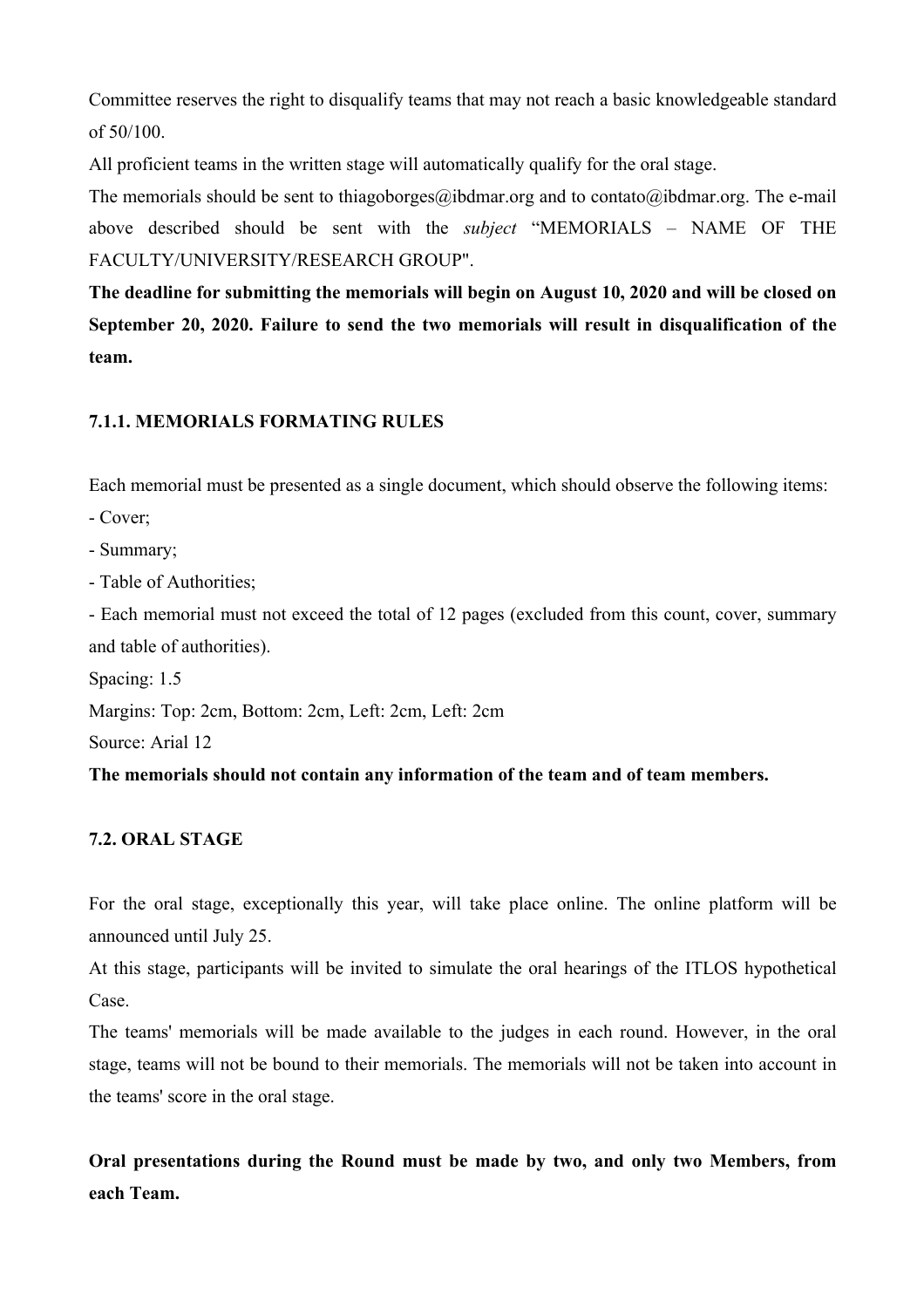Committee reserves the right to disqualify teams that may not reach a basic knowledgeable standard of 50/100.

All proficient teams in the written stage will automatically qualify for the oral stage.

The memorials should be sent to thiagoborges@ibdmar.org and to contato@ibdmar.org. The e-mail above described should be sent with the *subject* "MEMORIALS – NAME OF THE FACULTY/UNIVERSITY/RESEARCH GROUP".

**The deadline for submitting the memorials will begin on August 10, 2020 and will be closed on September 20, 2020. Failure to send the two memorials will result in disqualification of the team.**

### 7.1.1. MEMORIALS FORMATING RULES

Each memorial must be presented as a single document, which should observe the following items:

- Cover;
- Summary;
- Table of Authorities;
- Each memorial must not exceed the total of 12 pages (excluded from this count, cover, summary and table of authorities).

Spacing: 1.5

Margins: Top: 2cm, Bottom: 2cm, Left: 2cm, Left: 2cm

Source: Arial 12

**The memorials should not contain any information of the team and of team members.**

### 7.2. ORAL STAGE

For the oral stage, exceptionally this year, will take place online. The online platform will be announced until July 25.

At this stage, participants will be invited to simulate the oral hearings of the ITLOS hypothetical Case.

The teams' memorials will be made available to the judges in each round. However, in the oral stage, teams will not be bound to their memorials. The memorials will not be taken into account in the teams' score in the oral stage.

**Oral presentations during the Round must be made by two, and only two Members, from each Team.**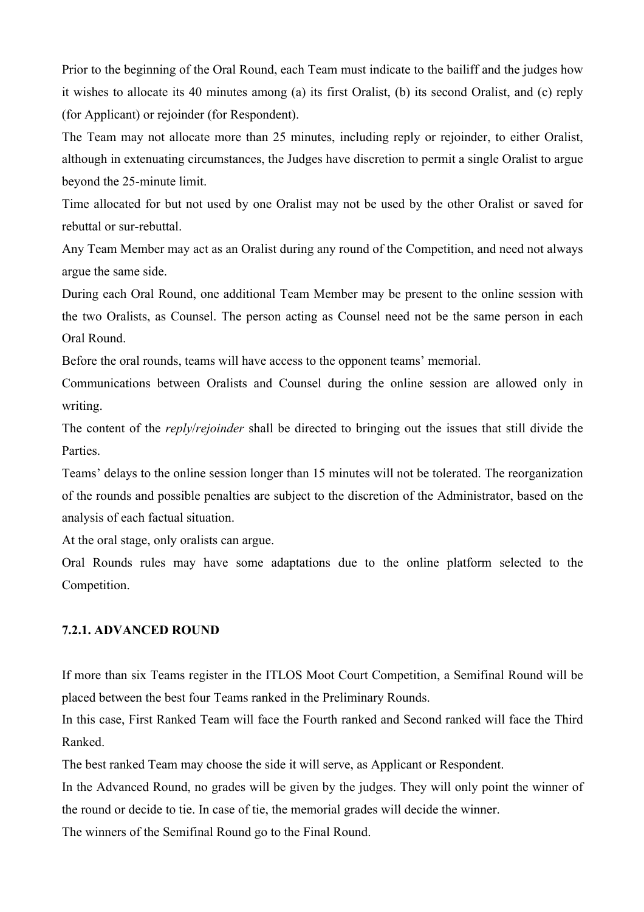Prior to the beginning of the Oral Round, each Team must indicate to the bailiff and the judges how it wishes to allocate its 40 minutes among (a) its first Oralist, (b) its second Oralist, and (c) reply (for Applicant) or rejoinder (for Respondent).

The Team may not allocate more than 25 minutes, including reply or rejoinder, to either Oralist, although in extenuating circumstances, the Judges have discretion to permit a single Oralist to argue beyond the 25-minute limit.

Time allocated for but not used by one Oralist may not be used by the other Oralist or saved for rebuttal or sur-rebuttal.

Any Team Member may act as an Oralist during any round of the Competition, and need not always argue the same side.

During each Oral Round, one additional Team Member may be present to the online session with the two Oralists, as Counsel. The person acting as Counsel need not be the same person in each Oral Round.

Before the oral rounds, teams will have access to the opponent teams' memorial.

Communications between Oralists and Counsel during the online session are allowed only in writing.

The content of the *reply*/*rejoinder* shall be directed to bringing out the issues that still divide the Parties.

Teams' delays to the online session longer than 15 minutes will not be tolerated. The reorganization of the rounds and possible penalties are subject to the discretion of the Administrator, based on the analysis of each factual situation.

At the oral stage, only oralists can argue.

Oral Rounds rules may have some adaptations due to the online platform selected to the Competition.

### 7.2.1. ADVANCED ROUND

If more than six Teams register in the ITLOS Moot Court Competition, a Semifinal Round will be placed between the best four Teams ranked in the Preliminary Rounds.

In this case, First Ranked Team will face the Fourth ranked and Second ranked will face the Third Ranked.

The best ranked Team may choose the side it will serve, as Applicant or Respondent.

In the Advanced Round, no grades will be given by the judges. They will only point the winner of the round or decide to tie. In case of tie, the memorial grades will decide the winner.

The winners of the Semifinal Round go to the Final Round.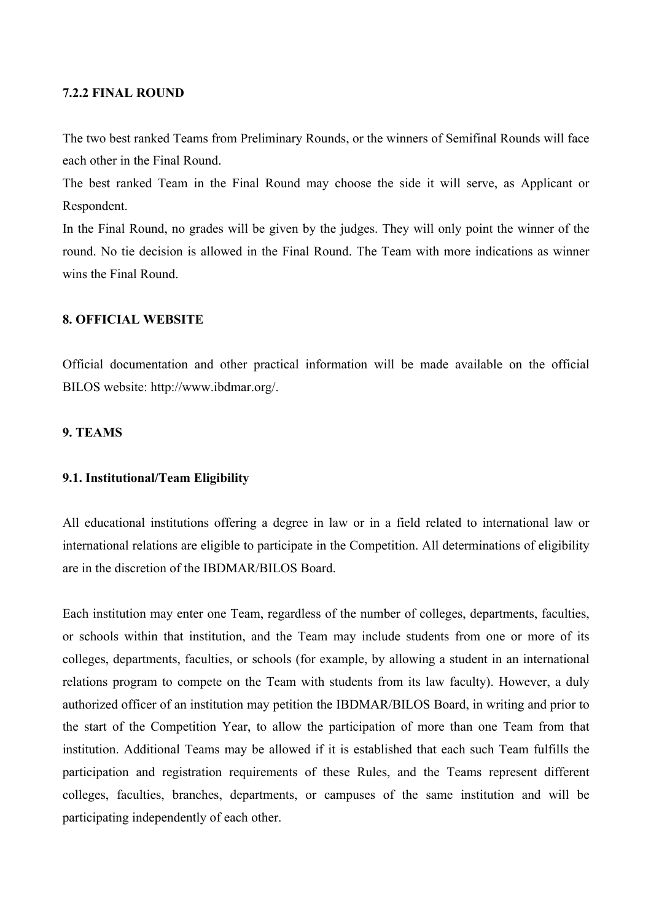#### 7.2.2 FINAL ROUND

The two best ranked Teams from Preliminary Rounds, or the winners of Semifinal Rounds will face each other in the Final Round.
The best ranked Team in the Final Round may choose the side it will serve, as Applicant or Respondent.
In the Final Round, no grades will be given by the judges. They will only point the winner of the round. No tie decision is allowed in the Final Round. The Team with more indications as winner wins the Final Round.

## 8. OFFICIAL WEBSITE

Official documentation and other practical information will be made available on the official BILOS website: http://www.ibdmar.org/.

## 9. TEAMS

### 9.1. Institutional/Team Eligibility

All educational institutions offering a degree in law or in a field related to international law or international relations are eligible to participate in the Competition. All determinations of eligibility are in the discretion of the IBDMAR/BILOS Board.

Each institution may enter one Team, regardless of the number of colleges, departments, faculties, or schools within that institution, and the Team may include students from one or more of its colleges, departments, faculties, or schools (for example, by allowing a student in an international relations program to compete on the Team with students from its law faculty). However, a duly authorized officer of an institution may petition the IBDMAR/BILOS Board, in writing and prior to the start of the Competition Year, to allow the participation of more than one Team from that institution. Additional Teams may be allowed if it is established that each such Team fulfills the participation and registration requirements of these Rules, and the Teams represent different colleges, faculties, branches, departments, or campuses of the same institution and will be participating independently of each other.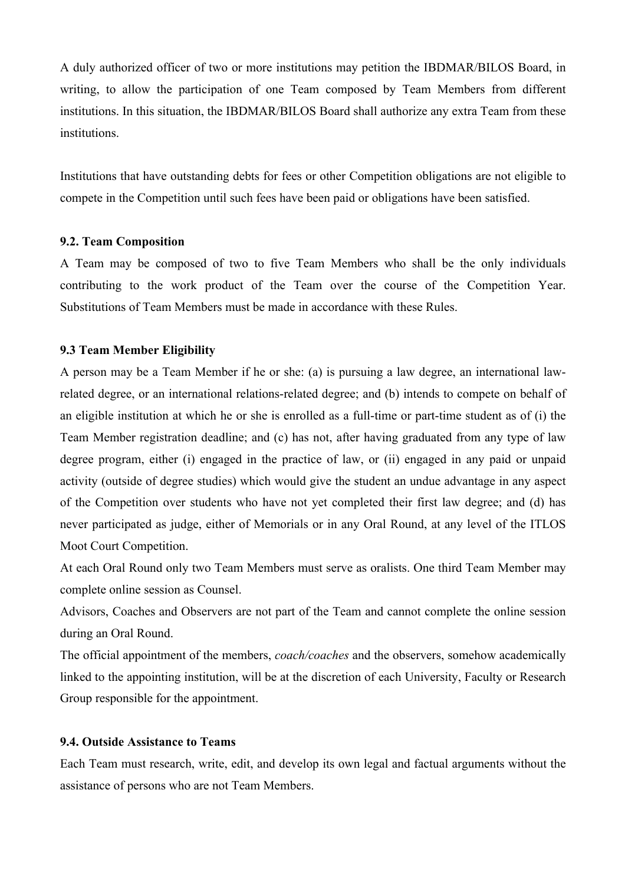A duly authorized officer of two or more institutions may petition the IBDMAR/BILOS Board, in writing, to allow the participation of one Team composed by Team Members from different institutions. In this situation, the IBDMAR/BILOS Board shall authorize any extra Team from these institutions.

Institutions that have outstanding debts for fees or other Competition obligations are not eligible to compete in the Competition until such fees have been paid or obligations have been satisfied.

**9.2. Team Composition**

A Team may be composed of two to five Team Members who shall be the only individuals contributing to the work product of the Team over the course of the Competition Year. Substitutions of Team Members must be made in accordance with these Rules.

**9.3 Team Member Eligibility**

A person may be a Team Member if he or she: (a) is pursuing a law degree, an international law-related degree, or an international relations-related degree; and (b) intends to compete on behalf of an eligible institution at which he or she is enrolled as a full-time or part-time student as of (i) the Team Member registration deadline; and (c) has not, after having graduated from any type of law degree program, either (i) engaged in the practice of law, or (ii) engaged in any paid or unpaid activity (outside of degree studies) which would give the student an undue advantage in any aspect of the Competition over students who have not yet completed their first law degree; and (d) has never participated as judge, either of Memorials or in any Oral Round, at any level of the ITLOS Moot Court Competition.

At each Oral Round only two Team Members must serve as oralists. One third Team Member may complete online session as Counsel.

Advisors, Coaches and Observers are not part of the Team and cannot complete the online session during an Oral Round.

The official appointment of the members, *coach/coaches* and the observers, somehow academically linked to the appointing institution, will be at the discretion of each University, Faculty or Research Group responsible for the appointment.

**9.4. Outside Assistance to Teams**

Each Team must research, write, edit, and develop its own legal and factual arguments without the assistance of persons who are not Team Members.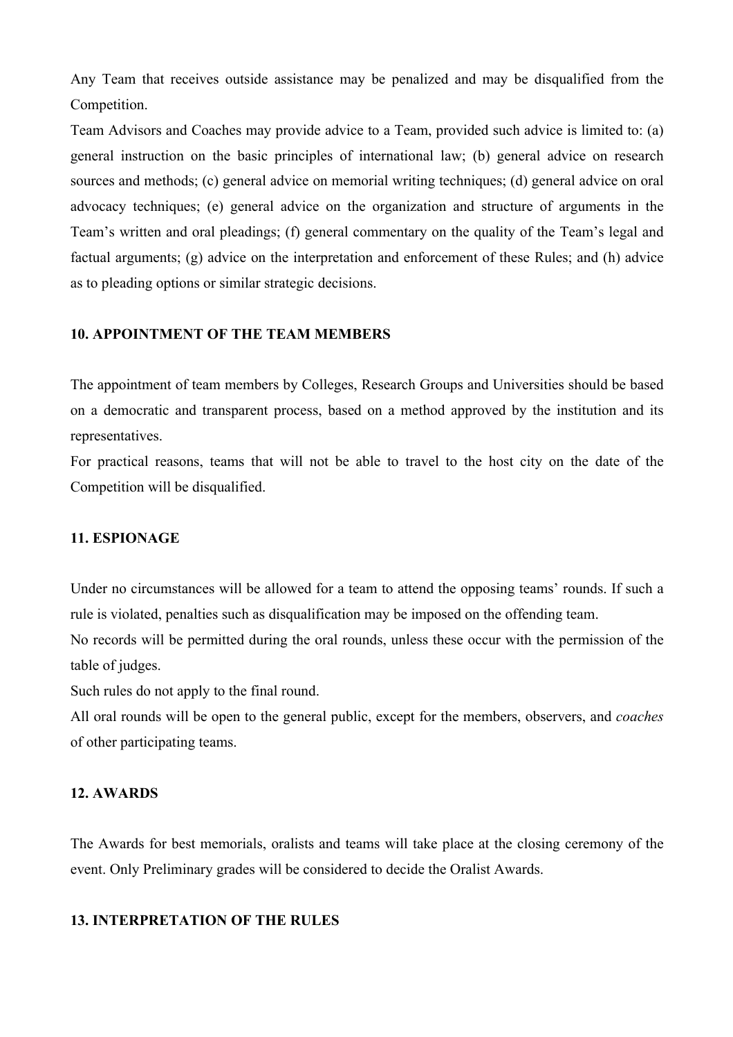Any Team that receives outside assistance may be penalized and may be disqualified from the Competition.

Team Advisors and Coaches may provide advice to a Team, provided such advice is limited to: (a) general instruction on the basic principles of international law; (b) general advice on research sources and methods; (c) general advice on memorial writing techniques; (d) general advice on oral advocacy techniques; (e) general advice on the organization and structure of arguments in the Team's written and oral pleadings; (f) general commentary on the quality of the Team's legal and factual arguments; (g) advice on the interpretation and enforcement of these Rules; and (h) advice as to pleading options or similar strategic decisions.

## 10. APPOINTMENT OF THE TEAM MEMBERS

The appointment of team members by Colleges, Research Groups and Universities should be based on a democratic and transparent process, based on a method approved by the institution and its representatives.

For practical reasons, teams that will not be able to travel to the host city on the date of the Competition will be disqualified.

## 11. ESPIONAGE

Under no circumstances will be allowed for a team to attend the opposing teams' rounds. If such a rule is violated, penalties such as disqualification may be imposed on the offending team.

No records will be permitted during the oral rounds, unless these occur with the permission of the table of judges.

Such rules do not apply to the final round.

All oral rounds will be open to the general public, except for the members, observers, and *coaches* of other participating teams.

## 12. AWARDS

The Awards for best memorials, oralists and teams will take place at the closing ceremony of the event. Only Preliminary grades will be considered to decide the Oralist Awards.

## 13. INTERPRETATION OF THE RULES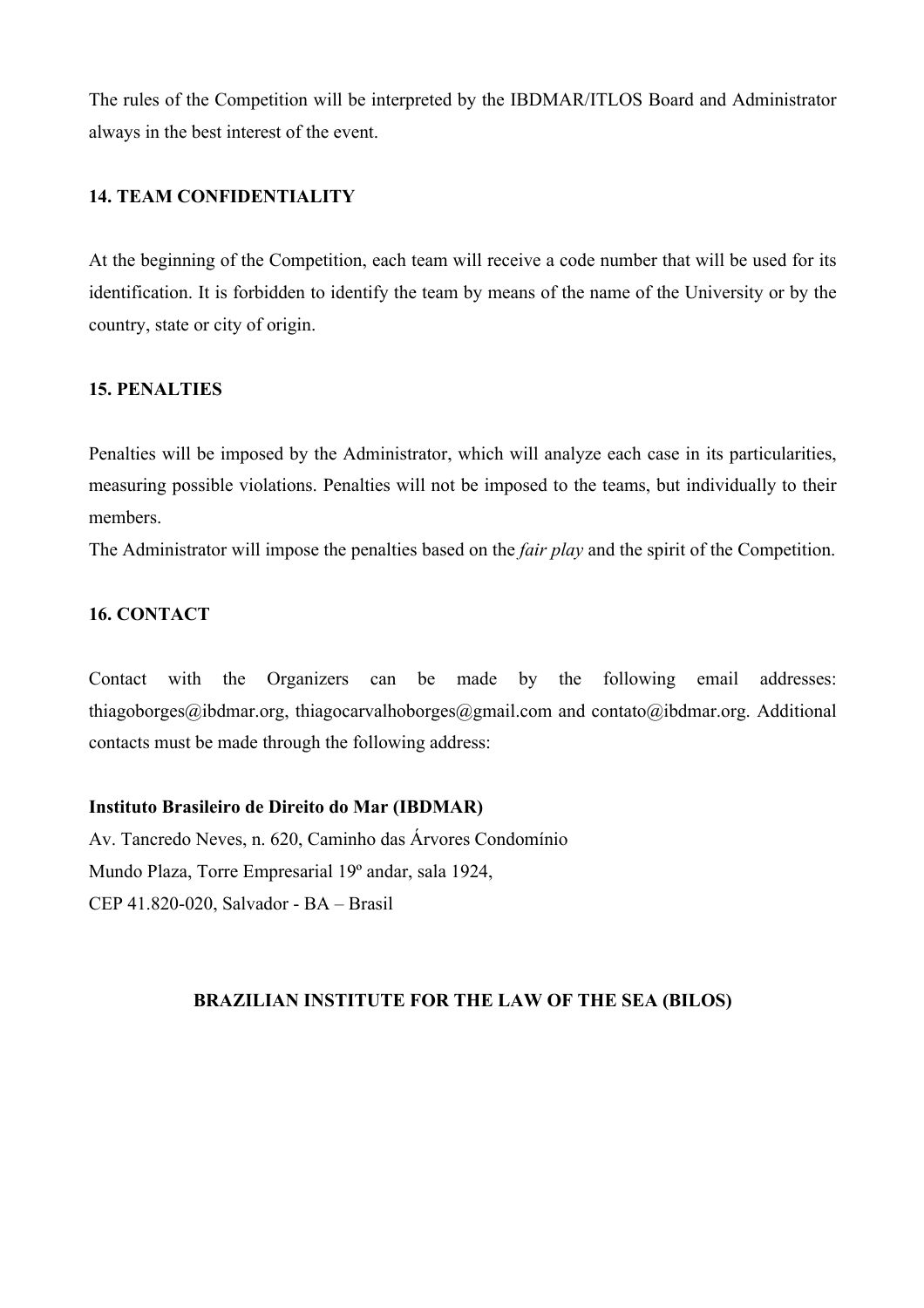The rules of the Competition will be interpreted by the IBDMAR/ITLOS Board and Administrator always in the best interest of the event.

## 14. TEAM CONFIDENTIALITY

At the beginning of the Competition, each team will receive a code number that will be used for its identification. It is forbidden to identify the team by means of the name of the University or by the country, state or city of origin.

## 15. PENALTIES

Penalties will be imposed by the Administrator, which will analyze each case in its particularities, measuring possible violations. Penalties will not be imposed to the teams, but individually to their members.

The Administrator will impose the penalties based on the *fair play* and the spirit of the Competition.

## 16. CONTACT

Contact with the Organizers can be made by the following email addresses: thiagoborges@ibdmar.org, thiagocarvalhoborges@gmail.com and contato@ibdmar.org. Additional contacts must be made through the following address:

**Instituto Brasileiro de Direito do Mar (IBDMAR)**
Av. Tancredo Neves, n. 620, Caminho das Árvores Condomínio
Mundo Plaza, Torre Empresarial 19º andar, sala 1924,
CEP 41.820-020, Salvador - BA – Brasil

**BRAZILIAN INSTITUTE FOR THE LAW OF THE SEA (BILOS)**